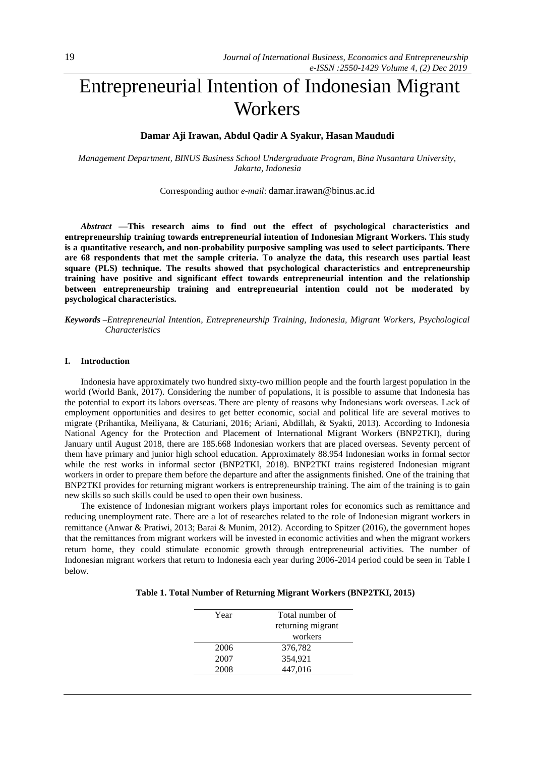# Entrepreneurial Intention of Indonesian Migrant Workers

**Damar Aji Irawan, Abdul Qadir A Syakur, Hasan Maududi**

*Management Department, BINUS Business School Undergraduate Program, Bina Nusantara University, Jakarta, Indonesia*

Corresponding author *e-mail*: damar.irawan@binus.ac.id

***Abstract*** **—This research aims to find out the effect of psychological characteristics and entrepreneurship training towards entrepreneurial intention of Indonesian Migrant Workers. This study is a quantitative research, and non-probability purposive sampling was used to select participants. There are 68 respondents that met the sample criteria. To analyze the data, this research uses partial least square (PLS) technique. The results showed that psychological characteristics and entrepreneurship training have positive and significant effect towards entrepreneurial intention and the relationship between entrepreneurship training and entrepreneurial intention could not be moderated by psychological characteristics.**

***Keywords*** *–Entrepreneurial Intention, Entrepreneurship Training, Indonesia, Migrant Workers, Psychological Characteristics*

## I. Introduction

Indonesia have approximately two hundred sixty-two million people and the fourth largest population in the world (World Bank, 2017). Considering the number of populations, it is possible to assume that Indonesia has the potential to export its labors overseas. There are plenty of reasons why Indonesians work overseas. Lack of employment opportunities and desires to get better economic, social and political life are several motives to migrate (Prihantika, Meiliyana, & Caturiani, 2016; Ariani, Abdillah, & Syakti, 2013). According to Indonesia National Agency for the Protection and Placement of International Migrant Workers (BNP2TKI), during January until August 2018, there are 185.668 Indonesian workers that are placed overseas. Seventy percent of them have primary and junior high school education. Approximately 88.954 Indonesian works in formal sector while the rest works in informal sector (BNP2TKI, 2018). BNP2TKI trains registered Indonesian migrant workers in order to prepare them before the departure and after the assignments finished. One of the training that BNP2TKI provides for returning migrant workers is entrepreneurship training. The aim of the training is to gain new skills so such skills could be used to open their own business.

The existence of Indonesian migrant workers plays important roles for economics such as remittance and reducing unemployment rate. There are a lot of researches related to the role of Indonesian migrant workers in remittance (Anwar & Pratiwi, 2013; Barai & Munim, 2012). According to Spitzer (2016), the government hopes that the remittances from migrant workers will be invested in economic activities and when the migrant workers return home, they could stimulate economic growth through entrepreneurial activities. The number of Indonesian migrant workers that return to Indonesia each year during 2006-2014 period could be seen in Table I below.

**Table 1. Total Number of Returning Migrant Workers (BNP2TKI, 2015)**

| Year | Total number of returning migrant workers |
|---|---|
| 2006 | 376,782 |
| 2007 | 354,921 |
| 2008 | 447,016 |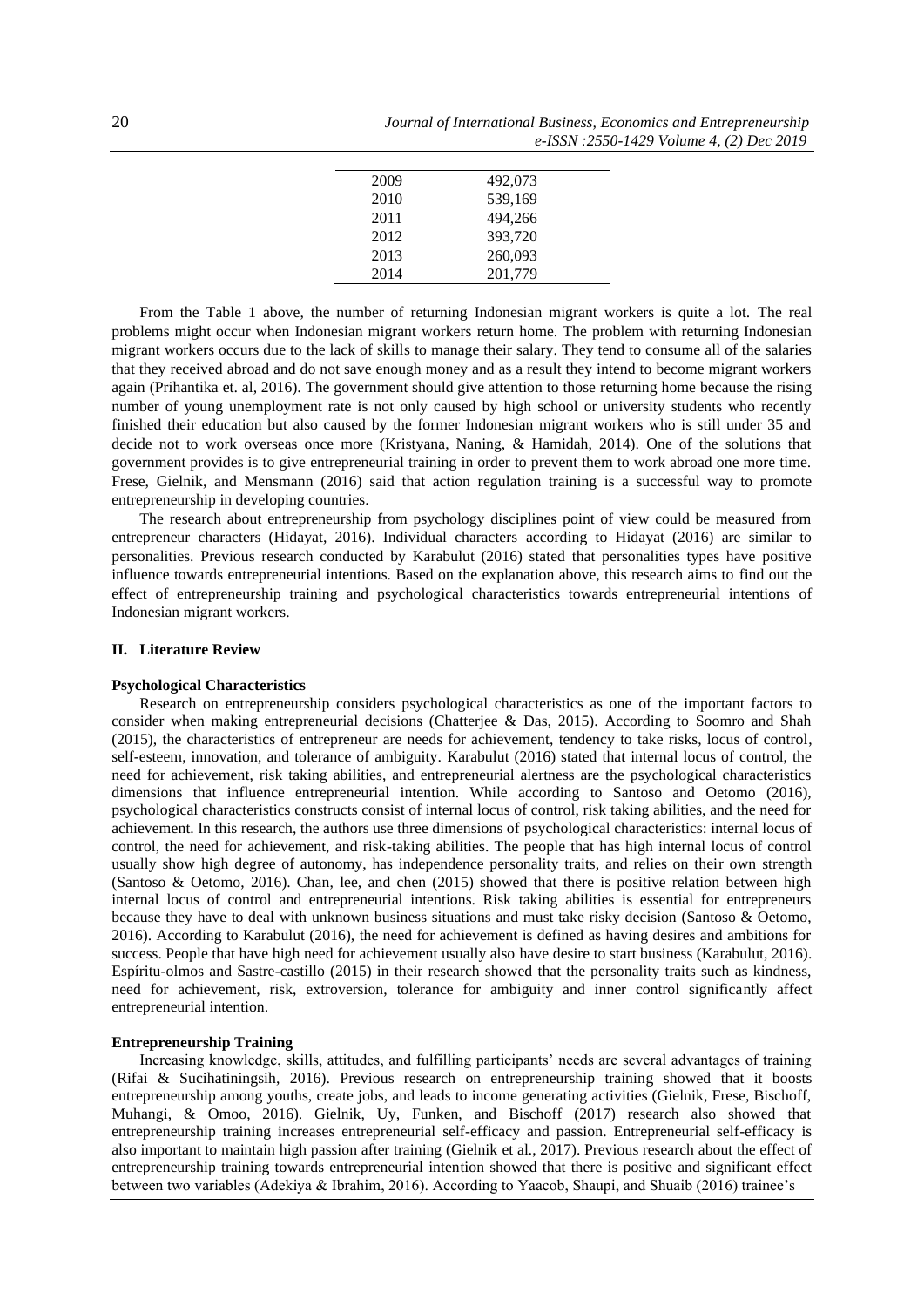| | |
|---|---|
| 2009 | 492,073 |
| 2010 | 539,169 |
| 2011 | 494,266 |
| 2012 | 393,720 |
| 2013 | 260,093 |
| 2014 | 201,779 |

From the Table 1 above, the number of returning Indonesian migrant workers is quite a lot. The real problems might occur when Indonesian migrant workers return home. The problem with returning Indonesian migrant workers occurs due to the lack of skills to manage their salary. They tend to consume all of the salaries that they received abroad and do not save enough money and as a result they intend to become migrant workers again (Prihantika et. al, 2016). The government should give attention to those returning home because the rising number of young unemployment rate is not only caused by high school or university students who recently finished their education but also caused by the former Indonesian migrant workers who is still under 35 and decide not to work overseas once more (Kristyana, Naning, & Hamidah, 2014). One of the solutions that government provides is to give entrepreneurial training in order to prevent them to work abroad one more time. Frese, Gielnik, and Mensmann (2016) said that action regulation training is a successful way to promote entrepreneurship in developing countries.

The research about entrepreneurship from psychology disciplines point of view could be measured from entrepreneur characters (Hidayat, 2016). Individual characters according to Hidayat (2016) are similar to personalities. Previous research conducted by Karabulut (2016) stated that personalities types have positive influence towards entrepreneurial intentions. Based on the explanation above, this research aims to find out the effect of entrepreneurship training and psychological characteristics towards entrepreneurial intentions of Indonesian migrant workers.

## II. Literature Review

### Psychological Characteristics

Research on entrepreneurship considers psychological characteristics as one of the important factors to consider when making entrepreneurial decisions (Chatterjee & Das, 2015). According to Soomro and Shah (2015), the characteristics of entrepreneur are needs for achievement, tendency to take risks, locus of control, self-esteem, innovation, and tolerance of ambiguity. Karabulut (2016) stated that internal locus of control, the need for achievement, risk taking abilities, and entrepreneurial alertness are the psychological characteristics dimensions that influence entrepreneurial intention. While according to Santoso and Oetomo (2016), psychological characteristics constructs consist of internal locus of control, risk taking abilities, and the need for achievement. In this research, the authors use three dimensions of psychological characteristics: internal locus of control, the need for achievement, and risk-taking abilities. The people that has high internal locus of control usually show high degree of autonomy, has independence personality traits, and relies on their own strength (Santoso & Oetomo, 2016). Chan, lee, and chen (2015) showed that there is positive relation between high internal locus of control and entrepreneurial intentions. Risk taking abilities is essential for entrepreneurs because they have to deal with unknown business situations and must take risky decision (Santoso & Oetomo, 2016). According to Karabulut (2016), the need for achievement is defined as having desires and ambitions for success. People that have high need for achievement usually also have desire to start business (Karabulut, 2016). Espíritu-olmos and Sastre-castillo (2015) in their research showed that the personality traits such as kindness, need for achievement, risk, extroversion, tolerance for ambiguity and inner control significantly affect entrepreneurial intention.

### Entrepreneurship Training

Increasing knowledge, skills, attitudes, and fulfilling participants' needs are several advantages of training (Rifai & Sucihatiningsih, 2016). Previous research on entrepreneurship training showed that it boosts entrepreneurship among youths, create jobs, and leads to income generating activities (Gielnik, Frese, Bischoff, Muhangi, & Omoo, 2016). Gielnik, Uy, Funken, and Bischoff (2017) research also showed that entrepreneurship training increases entrepreneurial self-efficacy and passion. Entrepreneurial self-efficacy is also important to maintain high passion after training (Gielnik et al., 2017). Previous research about the effect of entrepreneurship training towards entrepreneurial intention showed that there is positive and significant effect between two variables (Adekiya & Ibrahim, 2016). According to Yaacob, Shaupi, and Shuaib (2016) trainee's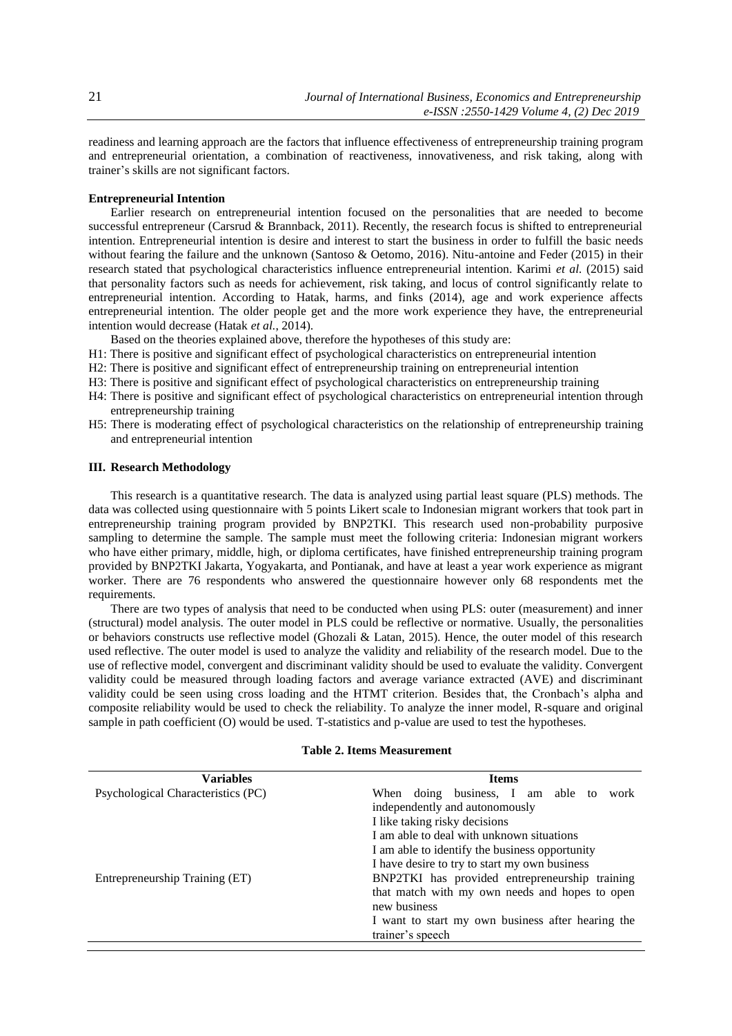readiness and learning approach are the factors that influence effectiveness of entrepreneurship training program and entrepreneurial orientation, a combination of reactiveness, innovativeness, and risk taking, along with trainer's skills are not significant factors.

**Entrepreneurial Intention**

Earlier research on entrepreneurial intention focused on the personalities that are needed to become successful entrepreneur (Carsrud & Brannback, 2011). Recently, the research focus is shifted to entrepreneurial intention. Entrepreneurial intention is desire and interest to start the business in order to fulfill the basic needs without fearing the failure and the unknown (Santoso & Oetomo, 2016). Nitu-antoine and Feder (2015) in their research stated that psychological characteristics influence entrepreneurial intention. Karimi *et al.* (2015) said that personality factors such as needs for achievement, risk taking, and locus of control significantly relate to entrepreneurial intention. According to Hatak, harms, and finks (2014), age and work experience affects entrepreneurial intention. The older people get and the more work experience they have, the entrepreneurial intention would decrease (Hatak *et al.*, 2014).

Based on the theories explained above, therefore the hypotheses of this study are:

- H1: There is positive and significant effect of psychological characteristics on entrepreneurial intention
- H2: There is positive and significant effect of entrepreneurship training on entrepreneurial intention
- H3: There is positive and significant effect of psychological characteristics on entrepreneurship training
- H4: There is positive and significant effect of psychological characteristics on entrepreneurial intention through entrepreneurship training
- H5: There is moderating effect of psychological characteristics on the relationship of entrepreneurship training and entrepreneurial intention

## III. Research Methodology

This research is a quantitative research. The data is analyzed using partial least square (PLS) methods. The data was collected using questionnaire with 5 points Likert scale to Indonesian migrant workers that took part in entrepreneurship training program provided by BNP2TKI. This research used non-probability purposive sampling to determine the sample. The sample must meet the following criteria: Indonesian migrant workers who have either primary, middle, high, or diploma certificates, have finished entrepreneurship training program provided by BNP2TKI Jakarta, Yogyakarta, and Pontianak, and have at least a year work experience as migrant worker. There are 76 respondents who answered the questionnaire however only 68 respondents met the requirements.

There are two types of analysis that need to be conducted when using PLS: outer (measurement) and inner (structural) model analysis. The outer model in PLS could be reflective or normative. Usually, the personalities or behaviors constructs use reflective model (Ghozali & Latan, 2015). Hence, the outer model of this research used reflective. The outer model is used to analyze the validity and reliability of the research model. Due to the use of reflective model, convergent and discriminant validity should be used to evaluate the validity. Convergent validity could be measured through loading factors and average variance extracted (AVE) and discriminant validity could be seen using cross loading and the HTMT criterion. Besides that, the Cronbach's alpha and composite reliability would be used to check the reliability. To analyze the inner model, R-square and original sample in path coefficient (O) would be used. T-statistics and p-value are used to test the hypotheses.

**Table 2. Items Measurement**

| Variables | Items |
|---|---|
| Psychological Characteristics (PC) | When doing business, I am able to work independently and autonomously |
| | I like taking risky decisions |
| | I am able to deal with unknown situations |
| | I am able to identify the business opportunity |
| | I have desire to try to start my own business |
| Entrepreneurship Training (ET) | BNP2TKI has provided entrepreneurship training that match with my own needs and hopes to open new business |
| | I want to start my own business after hearing the trainer's speech |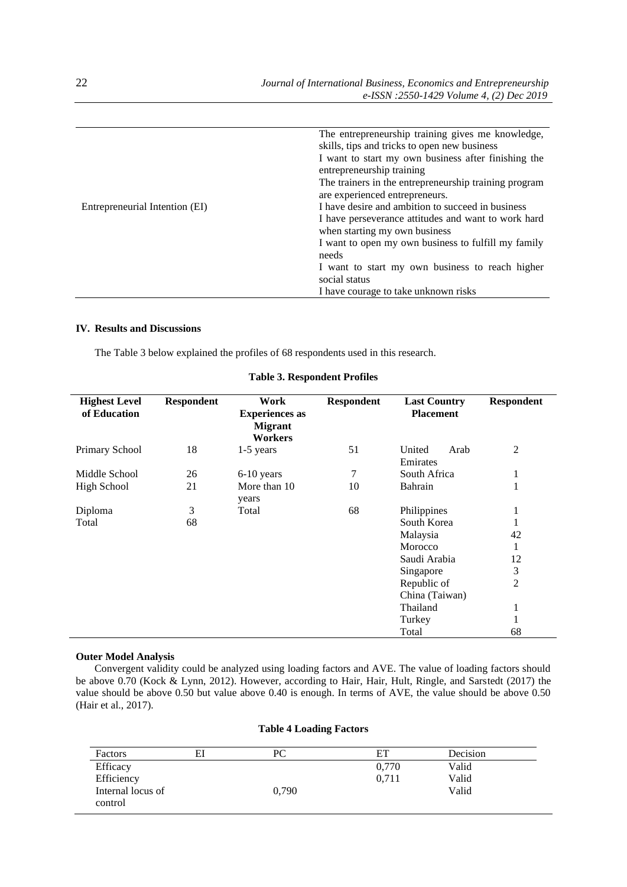| | |
|---|---|
| Entrepreneurial Intention (EI) | The entrepreneurship training gives me knowledge, skills, tips and tricks to open new business<br>I want to start my own business after finishing the entrepreneurship training<br>The trainers in the entrepreneurship training program are experienced entrepreneurs.<br>I have desire and ambition to succeed in business<br>I have perseverance attitudes and want to work hard when starting my own business<br>I want to open my own business to fulfill my family needs<br>I want to start my own business to reach higher social status<br>I have courage to take unknown risks |

## IV. Results and Discussions

The Table 3 below explained the profiles of 68 respondents used in this research.

**Table 3. Respondent Profiles**

| Highest Level of Education | Respondent | Work Experiences as Migrant Workers | Respondent | Last Country Placement | Respondent |
|---|---|---|---|---|---|
| Primary School | 18 | 1-5 years | 51 | United Arab Emirates | 2 |
| Middle School | 26 | 6-10 years | 7 | South Africa | 1 |
| High School | 21 | More than 10 years | 10 | Bahrain | 1 |
| Diploma | 3 | Total | 68 | Philippines | 1 |
| Total | 68 | | | South Korea | 1 |
| | | | | Malaysia | 42 |
| | | | | Morocco | 1 |
| | | | | Saudi Arabia | 12 |
| | | | | Singapore | 3 |
| | | | | Republic of China (Taiwan) | 2 |
| | | | | Thailand | 1 |
| | | | | Turkey | 1 |
| | | | | Total | 68 |

### Outer Model Analysis

Convergent validity could be analyzed using loading factors and AVE. The value of loading factors should be above 0.70 (Kock & Lynn, 2012). However, according to Hair, Hair, Hult, Ringle, and Sarstedt (2017) the value should be above 0.50 but value above 0.40 is enough. In terms of AVE, the value should be above 0.50 (Hair et al., 2017).

**Table 4 Loading Factors**

| Factors | EI | PC | ET | Decision |
|---|---|---|---|---|
| Efficacy | | | 0,770 | Valid |
| Efficiency | | | 0,711 | Valid |
| Internal locus of control | | 0,790 | | Valid |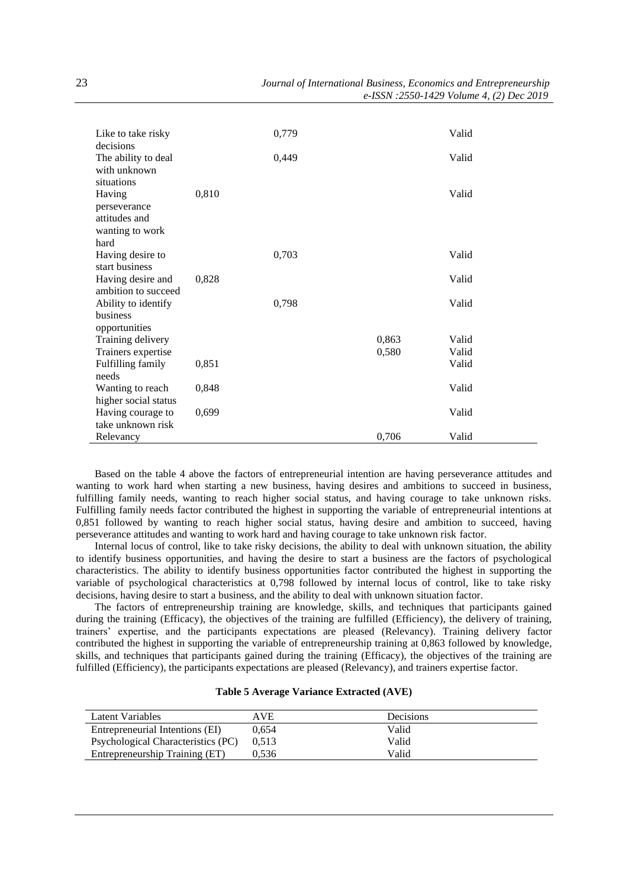| | | | | |
|---|---|---|---|---|
| Like to take risky decisions | | 0,779 | | Valid |
| The ability to deal with unknown situations | | 0,449 | | Valid |
| Having perseverance attitudes and wanting to work hard | 0,810 | | | Valid |
| Having desire to start business | | 0,703 | | Valid |
| Having desire and ambition to succeed | 0,828 | | | Valid |
| Ability to identify business opportunities | | 0,798 | | Valid |
| Training delivery | | | 0,863 | Valid |
| Trainers expertise | | | 0,580 | Valid |
| Fulfilling family needs | 0,851 | | | Valid |
| Wanting to reach higher social status | 0,848 | | | Valid |
| Having courage to take unknown risk | 0,699 | | | Valid |
| Relevancy | | | 0,706 | Valid |

Based on the table 4 above the factors of entrepreneurial intention are having perseverance attitudes and wanting to work hard when starting a new business, having desires and ambitions to succeed in business, fulfilling family needs, wanting to reach higher social status, and having courage to take unknown risks. Fulfilling family needs factor contributed the highest in supporting the variable of entrepreneurial intentions at 0,851 followed by wanting to reach higher social status, having desire and ambition to succeed, having perseverance attitudes and wanting to work hard and having courage to take unknown risk factor.

Internal locus of control, like to take risky decisions, the ability to deal with unknown situation, the ability to identify business opportunities, and having the desire to start a business are the factors of psychological characteristics. The ability to identify business opportunities factor contributed the highest in supporting the variable of psychological characteristics at 0,798 followed by internal locus of control, like to take risky decisions, having desire to start a business, and the ability to deal with unknown situation factor.

The factors of entrepreneurship training are knowledge, skills, and techniques that participants gained during the training (Efficacy), the objectives of the training are fulfilled (Efficiency), the delivery of training, trainers' expertise, and the participants expectations are pleased (Relevancy). Training delivery factor contributed the highest in supporting the variable of entrepreneurship training at 0,863 followed by knowledge, skills, and techniques that participants gained during the training (Efficacy), the objectives of the training are fulfilled (Efficiency), the participants expectations are pleased (Relevancy), and trainers expertise factor.

**Table 5 Average Variance Extracted (AVE)**

| Latent Variables | AVE | Decisions |
|---|---|---|
| Entrepreneurial Intentions (EI) | 0,654 | Valid |
| Psychological Characteristics (PC) | 0,513 | Valid |
| Entrepreneurship Training (ET) | 0,536 | Valid |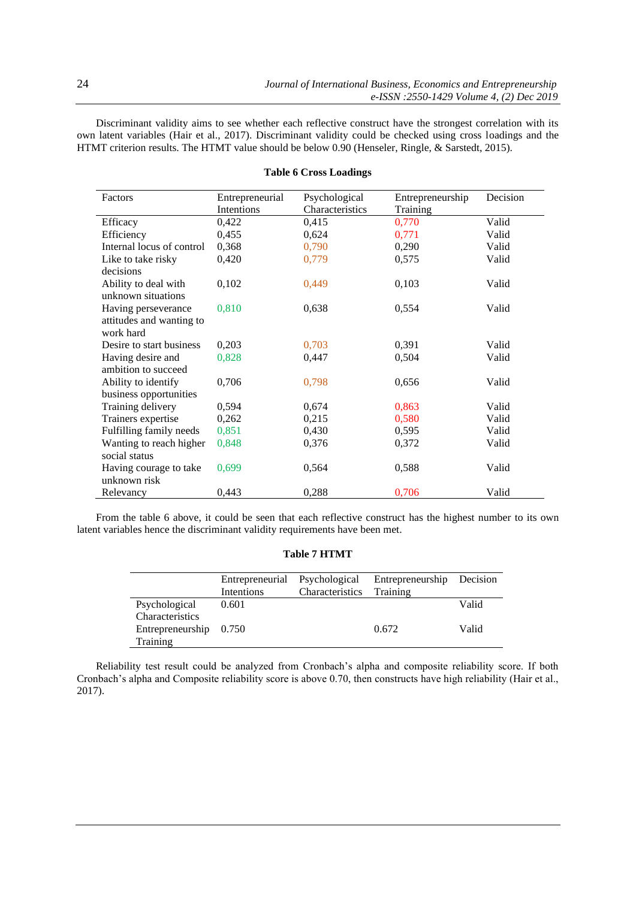Discriminant validity aims to see whether each reflective construct have the strongest correlation with its own latent variables (Hair et al., 2017). Discriminant validity could be checked using cross loadings and the HTMT criterion results. The HTMT value should be below 0.90 (Henseler, Ringle, & Sarstedt, 2015).

**Table 6 Cross Loadings**

| Factors | Entrepreneurial Intentions | Psychological Characteristics | Entrepreneurship Training | Decision |
|---|---|---|---|---|
| Efficacy | 0,422 | 0,415 | 0,770 | Valid |
| Efficiency | 0,455 | 0,624 | 0,771 | Valid |
| Internal locus of control | 0,368 | 0,790 | 0,290 | Valid |
| Like to take risky decisions | 0,420 | 0,779 | 0,575 | Valid |
| Ability to deal with unknown situations | 0,102 | 0,449 | 0,103 | Valid |
| Having perseverance attitudes and wanting to work hard | 0,810 | 0,638 | 0,554 | Valid |
| Desire to start business | 0,203 | 0,703 | 0,391 | Valid |
| Having desire and ambition to succeed | 0,828 | 0,447 | 0,504 | Valid |
| Ability to identify business opportunities | 0,706 | 0,798 | 0,656 | Valid |
| Training delivery | 0,594 | 0,674 | 0,863 | Valid |
| Trainers expertise | 0,262 | 0,215 | 0,580 | Valid |
| Fulfilling family needs | 0,851 | 0,430 | 0,595 | Valid |
| Wanting to reach higher social status | 0,848 | 0,376 | 0,372 | Valid |
| Having courage to take unknown risk | 0,699 | 0,564 | 0,588 | Valid |
| Relevancy | 0,443 | 0,288 | 0,706 | Valid |

From the table 6 above, it could be seen that each reflective construct has the highest number to its own latent variables hence the discriminant validity requirements have been met.

**Table 7 HTMT**

| | Entrepreneurial Intentions | Psychological Characteristics | Entrepreneurship Training | Decision |
|---|---|---|---|---|
| Psychological Characteristics | 0.601 | | | Valid |
| Entrepreneurship Training | 0.750 | | 0.672 | Valid |

Reliability test result could be analyzed from Cronbach's alpha and composite reliability score. If both Cronbach's alpha and Composite reliability score is above 0.70, then constructs have high reliability (Hair et al., 2017).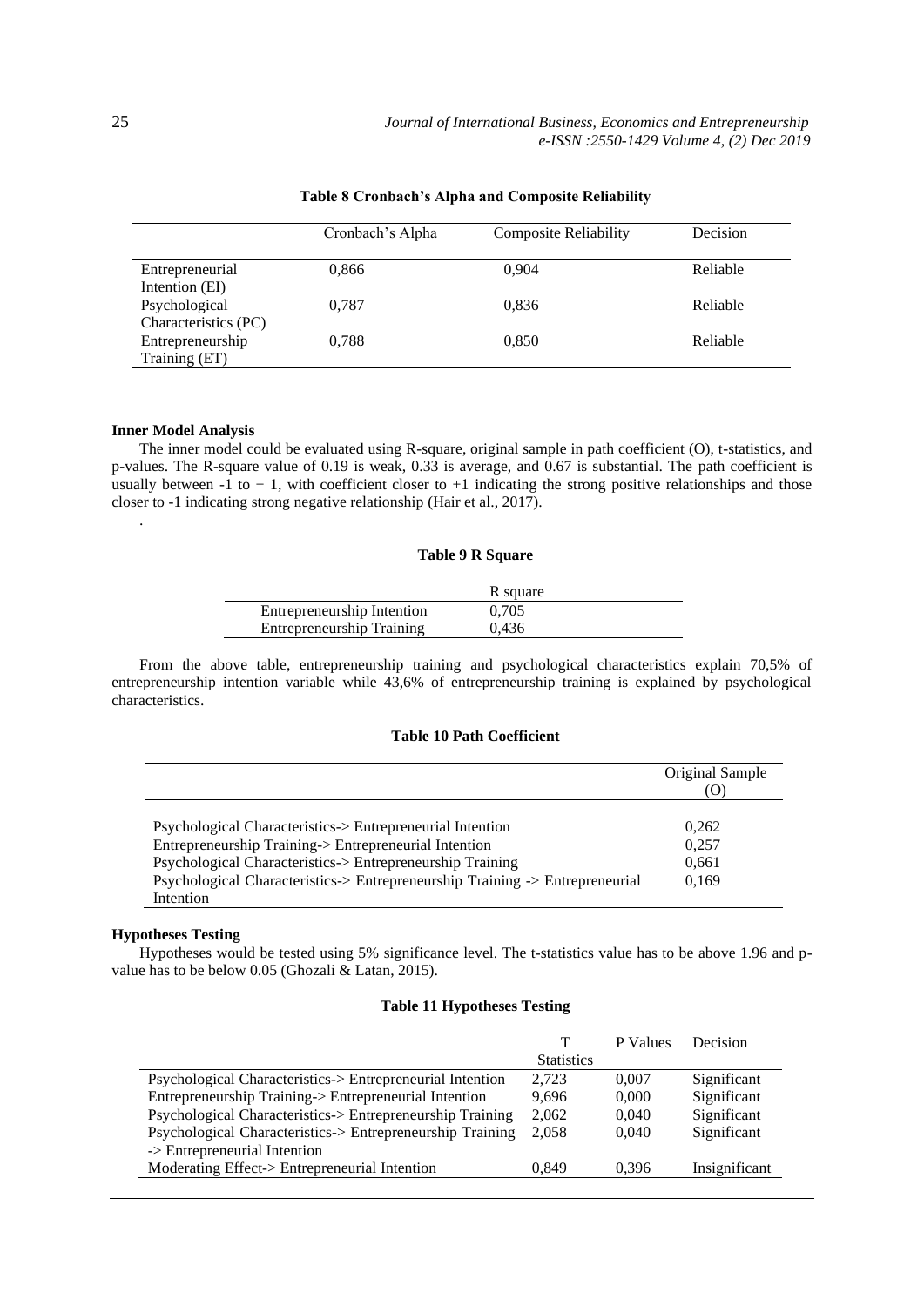**Table 8 Cronbach's Alpha and Composite Reliability**

| | Cronbach's Alpha | Composite Reliability | Decision |
|---|---|---|---|
| Entrepreneurial Intention (EI) | 0,866 | 0,904 | Reliable |
| Psychological Characteristics (PC) | 0,787 | 0,836 | Reliable |
| Entrepreneurship Training (ET) | 0,788 | 0,850 | Reliable |

**Inner Model Analysis**

The inner model could be evaluated using R-square, original sample in path coefficient (O), t-statistics, and p-values. The R-square value of 0.19 is weak, 0.33 is average, and 0.67 is substantial. The path coefficient is usually between -1 to + 1, with coefficient closer to +1 indicating the strong positive relationships and those closer to -1 indicating strong negative relationship (Hair et al., 2017).

.

**Table 9 R Square**

| | R square |
|---|---|
| Entrepreneurship Intention | 0,705 |
| Entrepreneurship Training | 0,436 |

From the above table, entrepreneurship training and psychological characteristics explain 70,5% of entrepreneurship intention variable while 43,6% of entrepreneurship training is explained by psychological characteristics.

**Table 10 Path Coefficient**

| | Original Sample (O) |
|---|---|
| Psychological Characteristics-> Entrepreneurial Intention | 0,262 |
| Entrepreneurship Training-> Entrepreneurial Intention | 0,257 |
| Psychological Characteristics-> Entrepreneurship Training | 0,661 |
| Psychological Characteristics-> Entrepreneurship Training -> Entrepreneurial Intention | 0,169 |

**Hypotheses Testing**

Hypotheses would be tested using 5% significance level. The t-statistics value has to be above 1.96 and p-value has to be below 0.05 (Ghozali & Latan, 2015).

**Table 11 Hypotheses Testing**

| | T Statistics | P Values | Decision |
|---|---|---|---|
| Psychological Characteristics-> Entrepreneurial Intention | 2,723 | 0,007 | Significant |
| Entrepreneurship Training-> Entrepreneurial Intention | 9,696 | 0,000 | Significant |
| Psychological Characteristics-> Entrepreneurship Training | 2,062 | 0,040 | Significant |
| Psychological Characteristics-> Entrepreneurship Training -> Entrepreneurial Intention | 2,058 | 0,040 | Significant |
| Moderating Effect-> Entrepreneurial Intention | 0,849 | 0,396 | Insignificant |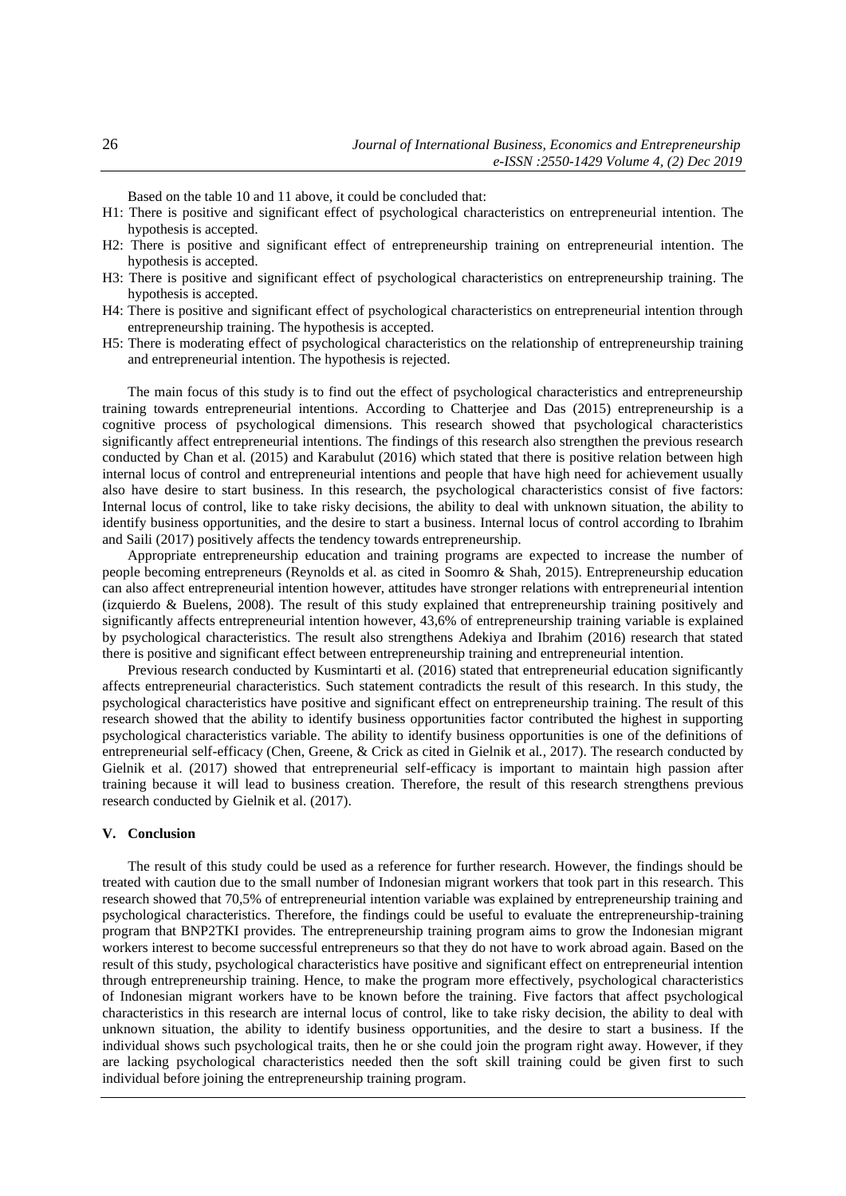Based on the table 10 and 11 above, it could be concluded that:

H1: There is positive and significant effect of psychological characteristics on entrepreneurial intention. The hypothesis is accepted.

H2: There is positive and significant effect of entrepreneurship training on entrepreneurial intention. The hypothesis is accepted.

H3: There is positive and significant effect of psychological characteristics on entrepreneurship training. The hypothesis is accepted.

H4: There is positive and significant effect of psychological characteristics on entrepreneurial intention through entrepreneurship training. The hypothesis is accepted.

H5: There is moderating effect of psychological characteristics on the relationship of entrepreneurship training and entrepreneurial intention. The hypothesis is rejected.

The main focus of this study is to find out the effect of psychological characteristics and entrepreneurship training towards entrepreneurial intentions. According to Chatterjee and Das (2015) entrepreneurship is a cognitive process of psychological dimensions. This research showed that psychological characteristics significantly affect entrepreneurial intentions. The findings of this research also strengthen the previous research conducted by Chan et al. (2015) and Karabulut (2016) which stated that there is positive relation between high internal locus of control and entrepreneurial intentions and people that have high need for achievement usually also have desire to start business. In this research, the psychological characteristics consist of five factors: Internal locus of control, like to take risky decisions, the ability to deal with unknown situation, the ability to identify business opportunities, and the desire to start a business. Internal locus of control according to Ibrahim and Saili (2017) positively affects the tendency towards entrepreneurship.

Appropriate entrepreneurship education and training programs are expected to increase the number of people becoming entrepreneurs (Reynolds et al. as cited in Soomro & Shah, 2015). Entrepreneurship education can also affect entrepreneurial intention however, attitudes have stronger relations with entrepreneurial intention (izquierdo & Buelens, 2008). The result of this study explained that entrepreneurship training positively and significantly affects entrepreneurial intention however, 43,6% of entrepreneurship training variable is explained by psychological characteristics. The result also strengthens Adekiya and Ibrahim (2016) research that stated there is positive and significant effect between entrepreneurship training and entrepreneurial intention.

Previous research conducted by Kusmintarti et al. (2016) stated that entrepreneurial education significantly affects entrepreneurial characteristics. Such statement contradicts the result of this research. In this study, the psychological characteristics have positive and significant effect on entrepreneurship training. The result of this research showed that the ability to identify business opportunities factor contributed the highest in supporting psychological characteristics variable. The ability to identify business opportunities is one of the definitions of entrepreneurial self-efficacy (Chen, Greene, & Crick as cited in Gielnik et al., 2017). The research conducted by Gielnik et al. (2017) showed that entrepreneurial self-efficacy is important to maintain high passion after training because it will lead to business creation. Therefore, the result of this research strengthens previous research conducted by Gielnik et al. (2017).

## V. Conclusion

The result of this study could be used as a reference for further research. However, the findings should be treated with caution due to the small number of Indonesian migrant workers that took part in this research. This research showed that 70,5% of entrepreneurial intention variable was explained by entrepreneurship training and psychological characteristics. Therefore, the findings could be useful to evaluate the entrepreneurship-training program that BNP2TKI provides. The entrepreneurship training program aims to grow the Indonesian migrant workers interest to become successful entrepreneurs so that they do not have to work abroad again. Based on the result of this study, psychological characteristics have positive and significant effect on entrepreneurial intention through entrepreneurship training. Hence, to make the program more effectively, psychological characteristics of Indonesian migrant workers have to be known before the training. Five factors that affect psychological characteristics in this research are internal locus of control, like to take risky decision, the ability to deal with unknown situation, the ability to identify business opportunities, and the desire to start a business. If the individual shows such psychological traits, then he or she could join the program right away. However, if they are lacking psychological characteristics needed then the soft skill training could be given first to such individual before joining the entrepreneurship training program.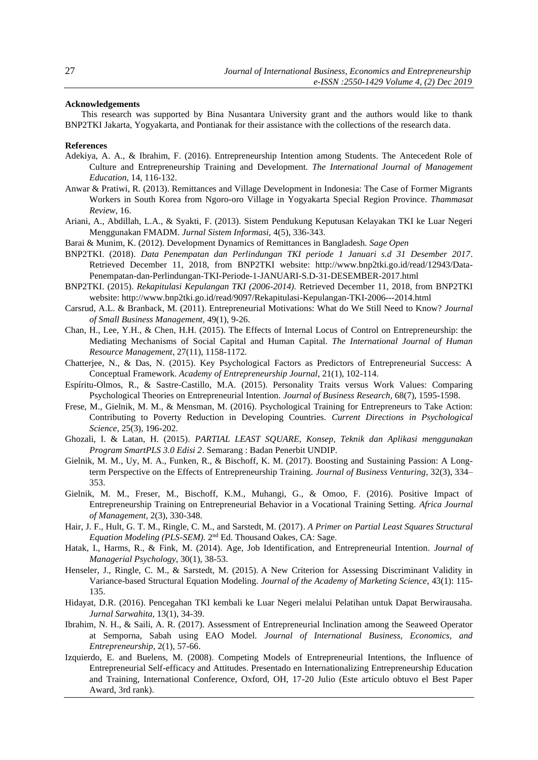**Acknowledgements**

This research was supported by Bina Nusantara University grant and the authors would like to thank BNP2TKI Jakarta, Yogyakarta, and Pontianak for their assistance with the collections of the research data.

**References**

Adekiya, A. A., & Ibrahim, F. (2016). Entrepreneurship Intention among Students. The Antecedent Role of Culture and Entrepreneurship Training and Development. *The International Journal of Management Education*, 14, 116-132.

Anwar & Pratiwi, R. (2013). Remittances and Village Development in Indonesia: The Case of Former Migrants Workers in South Korea from Ngoro-oro Village in Yogyakarta Special Region Province. *Thammasat Review*, 16.

Ariani, A., Abdillah, L.A., & Syakti, F. (2013). Sistem Pendukung Keputusan Kelayakan TKI ke Luar Negeri Menggunakan FMADM. *Jurnal Sistem Informasi*, 4(5), 336-343.

Barai & Munim, K. (2012). Development Dynamics of Remittances in Bangladesh. *Sage Open*

BNP2TKI. (2018). *Data Penempatan dan Perlindungan TKI periode 1 Januari s.d 31 Desember 2017*. Retrieved December 11, 2018, from BNP2TKI website: http://www.bnp2tki.go.id/read/12943/Data-Penempatan-dan-Perlindungan-TKI-Periode-1-JANUARI-S.D-31-DESEMBER-2017.html

BNP2TKI. (2015). *Rekapitulasi Kepulangan TKI (2006-2014).* Retrieved December 11, 2018, from BNP2TKI website: http://www.bnp2tki.go.id/read/9097/Rekapitulasi-Kepulangan-TKI-2006---2014.html

Carsrud, A.L. & Branback, M. (2011). Entrepreneurial Motivations: What do We Still Need to Know? *Journal of Small Business Management*, 49(1), 9-26.

Chan, H., Lee, Y.H., & Chen, H.H. (2015). The Effects of Internal Locus of Control on Entrepreneurship: the Mediating Mechanisms of Social Capital and Human Capital. *The International Journal of Human Resource Management*, 27(11), 1158-1172.

Chatterjee, N., & Das, N. (2015). Key Psychological Factors as Predictors of Entrepreneurial Success: A Conceptual Framework. *Academy of Entrepreneurship Journal*, 21(1), 102-114.

Espíritu-Olmos, R., & Sastre-Castillo, M.A. (2015). Personality Traits versus Work Values: Comparing Psychological Theories on Entrepreneurial Intention. *Journal of Business Research*, 68(7), 1595-1598.

Frese, M., Gielnik, M. M., & Mensman, M. (2016). Psychological Training for Entrepreneurs to Take Action: Contributing to Poverty Reduction in Developing Countries. *Current Directions in Psychological Science*, 25(3), 196-202.

Ghozali, I. & Latan, H. (2015). *PARTIAL LEAST SQUARE, Konsep, Teknik dan Aplikasi menggunakan Program SmartPLS 3.0 Edisi 2*. Semarang : Badan Penerbit UNDIP.

Gielnik, M. M., Uy, M. A., Funken, R., & Bischoff, K. M. (2017). Boosting and Sustaining Passion: A Long-term Perspective on the Effects of Entrepreneurship Training. *Journal of Business Venturing*, 32(3), 334–353.

Gielnik, M. M., Freser, M., Bischoff, K.M., Muhangi, G., & Omoo, F. (2016). Positive Impact of Entrepreneurship Training on Entrepreneurial Behavior in a Vocational Training Setting. *Africa Journal of Management*, 2(3), 330-348.

Hair, J. F., Hult, G. T. M., Ringle, C. M., and Sarstedt, M. (2017). *A Primer on Partial Least Squares Structural Equation Modeling (PLS-SEM).* 2nd Ed. Thousand Oakes, CA: Sage.

Hatak, I., Harms, R., & Fink, M. (2014). Age, Job Identification, and Entrepreneurial Intention. *Journal of Managerial Psychology*, 30(1), 38-53.

Henseler, J., Ringle, C. M., & Sarstedt, M. (2015). A New Criterion for Assessing Discriminant Validity in Variance-based Structural Equation Modeling. *Journal of the Academy of Marketing Science*, 43(1): 115-135.

Hidayat, D.R. (2016). Pencegahan TKI kembali ke Luar Negeri melalui Pelatihan untuk Dapat Berwirausaha. *Jurnal Sarwahita,* 13(1), 34-39.

Ibrahim, N. H., & Saili, A. R. (2017). Assessment of Entrepreneurial Inclination among the Seaweed Operator at Semporna, Sabah using EAO Model. *Journal of International Business, Economics, and Entrepreneurship*, 2(1), 57-66.

Izquierdo, E. and Buelens, M. (2008). Competing Models of Entrepreneurial Intentions, the Influence of Entrepreneurial Self-efficacy and Attitudes. Presentado en Internationalizing Entrepreneurship Education and Training, International Conference, Oxford, OH, 17-20 Julio (Este artículo obtuvo el Best Paper Award, 3rd rank).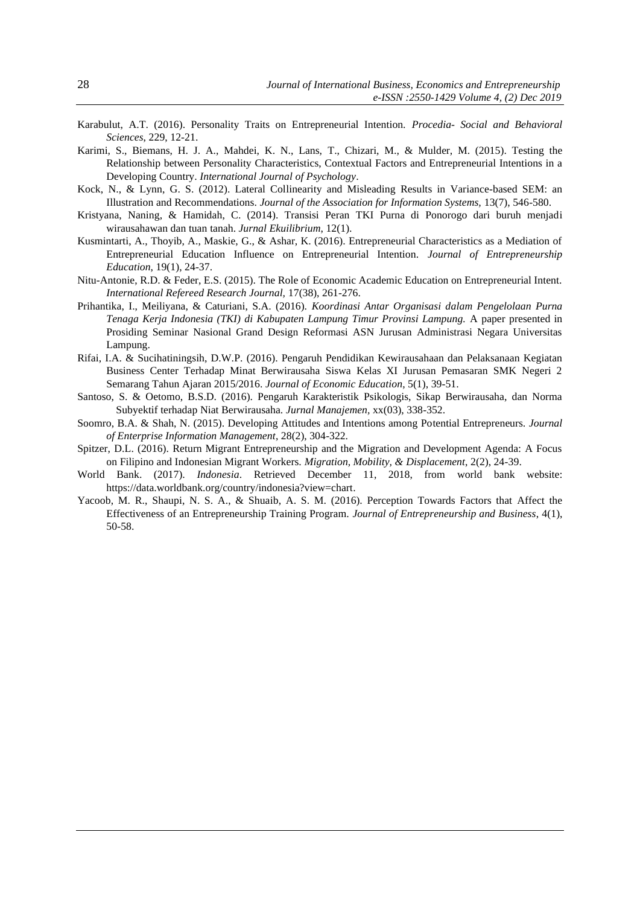Karabulut, A.T. (2016). Personality Traits on Entrepreneurial Intention. *Procedia- Social and Behavioral Sciences,* 229, 12-21.

Karimi, S., Biemans, H. J. A., Mahdei, K. N., Lans, T., Chizari, M., & Mulder, M. (2015). Testing the Relationship between Personality Characteristics, Contextual Factors and Entrepreneurial Intentions in a Developing Country. *International Journal of Psychology*.

Kock, N., & Lynn, G. S. (2012). Lateral Collinearity and Misleading Results in Variance-based SEM: an Illustration and Recommendations. *Journal of the Association for Information Systems,* 13(7), 546-580.

Kristyana, Naning, & Hamidah, C. (2014). Transisi Peran TKI Purna di Ponorogo dari buruh menjadi wirausahawan dan tuan tanah. *Jurnal Ekuilibrium*, 12(1).

Kusmintarti, A., Thoyib, A., Maskie, G., & Ashar, K. (2016). Entrepreneurial Characteristics as a Mediation of Entrepreneurial Education Influence on Entrepreneurial Intention. *Journal of Entrepreneurship Education,* 19(1), 24-37.

Nitu-Antonie, R.D. & Feder, E.S. (2015). The Role of Economic Academic Education on Entrepreneurial Intent. *International Refereed Research Journal,* 17(38), 261-276.

Prihantika, I., Meiliyana, & Caturiani, S.A. (2016). *Koordinasi Antar Organisasi dalam Pengelolaan Purna Tenaga Kerja Indonesia (TKI) di Kabupaten Lampung Timur Provinsi Lampung.* A paper presented in Prosiding Seminar Nasional Grand Design Reformasi ASN Jurusan Administrasi Negara Universitas Lampung.

Rifai, I.A. & Sucihatiningsih, D.W.P. (2016). Pengaruh Pendidikan Kewirausahaan dan Pelaksanaan Kegiatan Business Center Terhadap Minat Berwirausaha Siswa Kelas XI Jurusan Pemasaran SMK Negeri 2 Semarang Tahun Ajaran 2015/2016. *Journal of Economic Education*, 5(1), 39-51.

Santoso, S. & Oetomo, B.S.D. (2016). Pengaruh Karakteristik Psikologis, Sikap Berwirausaha, dan Norma Subyektif terhadap Niat Berwirausaha. *Jurnal Manajemen,* xx(03), 338-352.

Soomro, B.A. & Shah, N. (2015). Developing Attitudes and Intentions among Potential Entrepreneurs. *Journal of Enterprise Information Management*, 28(2), 304-322.

Spitzer, D.L. (2016). Return Migrant Entrepreneurship and the Migration and Development Agenda: A Focus on Filipino and Indonesian Migrant Workers. *Migration, Mobility, & Displacement*, 2(2), 24-39.

World Bank. (2017). *Indonesia*. Retrieved December 11, 2018, from world bank website: https://data.worldbank.org/country/indonesia?view=chart.

Yacoob, M. R., Shaupi, N. S. A., & Shuaib, A. S. M. (2016). Perception Towards Factors that Affect the Effectiveness of an Entrepreneurship Training Program. *Journal of Entrepreneurship and Business*, 4(1), 50-58.